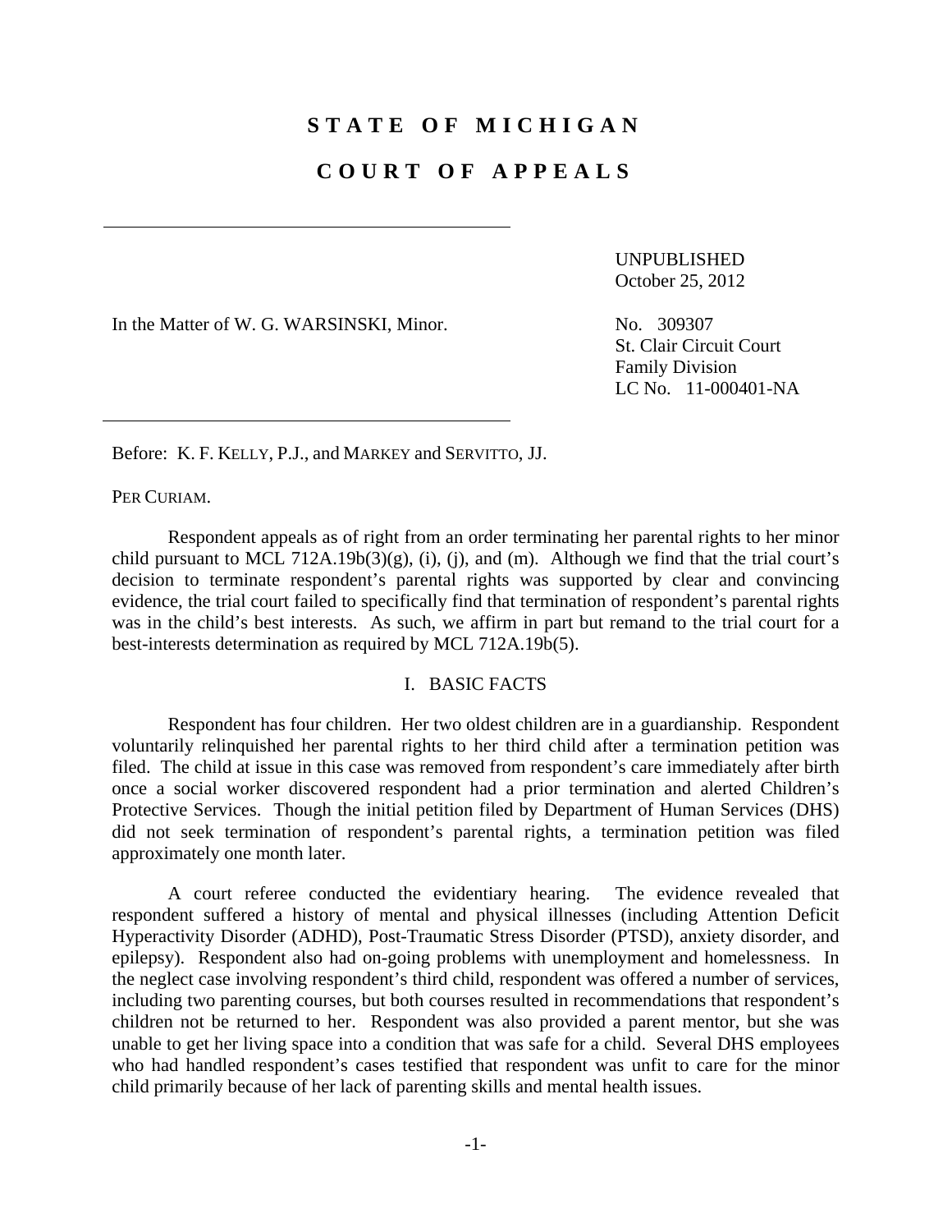# STATE OF MICHIGAN

# COURT OF APPEALS

---

In the Matter of W. G. WARSINSKI, Minor.

UNPUBLISHED
October 25, 2012

No. 309307
St. Clair Circuit Court
Family Division
LC No. 11-000401-NA

---

Before: K. F. KELLY, P.J., and MARKEY and SERVITTO, JJ.

PER CURIAM.

Respondent appeals as of right from an order terminating her parental rights to her minor child pursuant to MCL 712A.19b(3)(g), (i), (j), and (m). Although we find that the trial court's decision to terminate respondent's parental rights was supported by clear and convincing evidence, the trial court failed to specifically find that termination of respondent's parental rights was in the child's best interests. As such, we affirm in part but remand to the trial court for a best-interests determination as required by MCL 712A.19b(5).

## I. BASIC FACTS

Respondent has four children. Her two oldest children are in a guardianship. Respondent voluntarily relinquished her parental rights to her third child after a termination petition was filed. The child at issue in this case was removed from respondent's care immediately after birth once a social worker discovered respondent had a prior termination and alerted Children's Protective Services. Though the initial petition filed by Department of Human Services (DHS) did not seek termination of respondent's parental rights, a termination petition was filed approximately one month later.

A court referee conducted the evidentiary hearing. The evidence revealed that respondent suffered a history of mental and physical illnesses (including Attention Deficit Hyperactivity Disorder (ADHD), Post-Traumatic Stress Disorder (PTSD), anxiety disorder, and epilepsy). Respondent also had on-going problems with unemployment and homelessness. In the neglect case involving respondent's third child, respondent was offered a number of services, including two parenting courses, but both courses resulted in recommendations that respondent's children not be returned to her. Respondent was also provided a parent mentor, but she was unable to get her living space into a condition that was safe for a child. Several DHS employees who had handled respondent's cases testified that respondent was unfit to care for the minor child primarily because of her lack of parenting skills and mental health issues.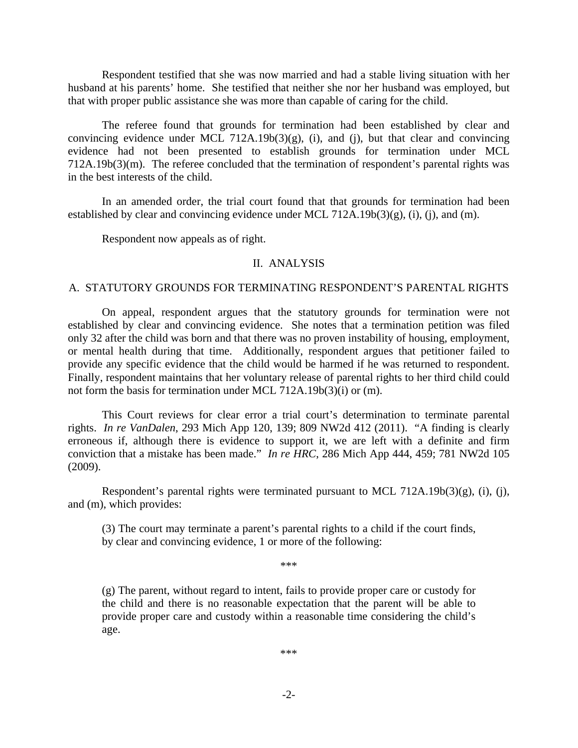Respondent testified that she was now married and had a stable living situation with her husband at his parents' home. She testified that neither she nor her husband was employed, but that with proper public assistance she was more than capable of caring for the child.

The referee found that grounds for termination had been established by clear and convincing evidence under MCL 712A.19b(3)(g), (i), and (j), but that clear and convincing evidence had not been presented to establish grounds for termination under MCL 712A.19b(3)(m). The referee concluded that the termination of respondent's parental rights was in the best interests of the child.

In an amended order, the trial court found that that grounds for termination had been established by clear and convincing evidence under MCL 712A.19b(3)(g), (i), (j), and (m).

Respondent now appeals as of right.

## II. ANALYSIS

### A. STATUTORY GROUNDS FOR TERMINATING RESPONDENT'S PARENTAL RIGHTS

On appeal, respondent argues that the statutory grounds for termination were not established by clear and convincing evidence. She notes that a termination petition was filed only 32 after the child was born and that there was no proven instability of housing, employment, or mental health during that time. Additionally, respondent argues that petitioner failed to provide any specific evidence that the child would be harmed if he was returned to respondent. Finally, respondent maintains that her voluntary release of parental rights to her third child could not form the basis for termination under MCL 712A.19b(3)(i) or (m).

This Court reviews for clear error a trial court's determination to terminate parental rights. *In re VanDalen*, 293 Mich App 120, 139; 809 NW2d 412 (2011). "A finding is clearly erroneous if, although there is evidence to support it, we are left with a definite and firm conviction that a mistake has been made." *In re HRC*, 286 Mich App 444, 459; 781 NW2d 105 (2009).

Respondent's parental rights were terminated pursuant to MCL 712A.19b(3)(g), (i), (j), and (m), which provides:

> (3) The court may terminate a parent's parental rights to a child if the court finds, by clear and convincing evidence, 1 or more of the following:
>
> \*\*\*
>
> (g) The parent, without regard to intent, fails to provide proper care or custody for the child and there is no reasonable expectation that the parent will be able to provide proper care and custody within a reasonable time considering the child's age.
>
> \*\*\*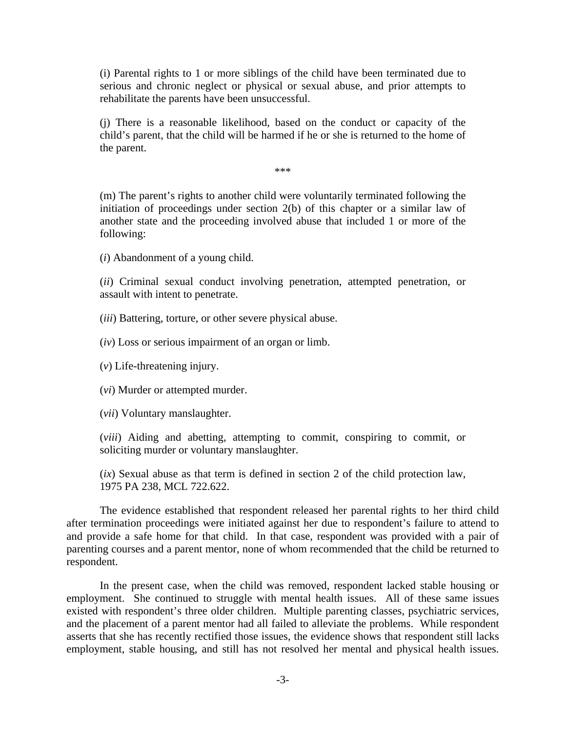> (i) Parental rights to 1 or more siblings of the child have been terminated due to serious and chronic neglect or physical or sexual abuse, and prior attempts to rehabilitate the parents have been unsuccessful.
>
> (j) There is a reasonable likelihood, based on the conduct or capacity of the child's parent, that the child will be harmed if he or she is returned to the home of the parent.
>
> \*\*\*
>
> (m) The parent's rights to another child were voluntarily terminated following the initiation of proceedings under section 2(b) of this chapter or a similar law of another state and the proceeding involved abuse that included 1 or more of the following:
>
> (*i*) Abandonment of a young child.
>
> (*ii*) Criminal sexual conduct involving penetration, attempted penetration, or assault with intent to penetrate.
>
> (*iii*) Battering, torture, or other severe physical abuse.
>
> (*iv*) Loss or serious impairment of an organ or limb.
>
> (*v*) Life-threatening injury.
>
> (*vi*) Murder or attempted murder.
>
> (*vii*) Voluntary manslaughter.
>
> (*viii*) Aiding and abetting, attempting to commit, conspiring to commit, or soliciting murder or voluntary manslaughter.
>
> (*ix*) Sexual abuse as that term is defined in section 2 of the child protection law, 1975 PA 238, MCL 722.622.

The evidence established that respondent released her parental rights to her third child after termination proceedings were initiated against her due to respondent's failure to attend to and provide a safe home for that child. In that case, respondent was provided with a pair of parenting courses and a parent mentor, none of whom recommended that the child be returned to respondent.

In the present case, when the child was removed, respondent lacked stable housing or employment. She continued to struggle with mental health issues. All of these same issues existed with respondent's three older children. Multiple parenting classes, psychiatric services, and the placement of a parent mentor had all failed to alleviate the problems. While respondent asserts that she has recently rectified those issues, the evidence shows that respondent still lacks employment, stable housing, and still has not resolved her mental and physical health issues.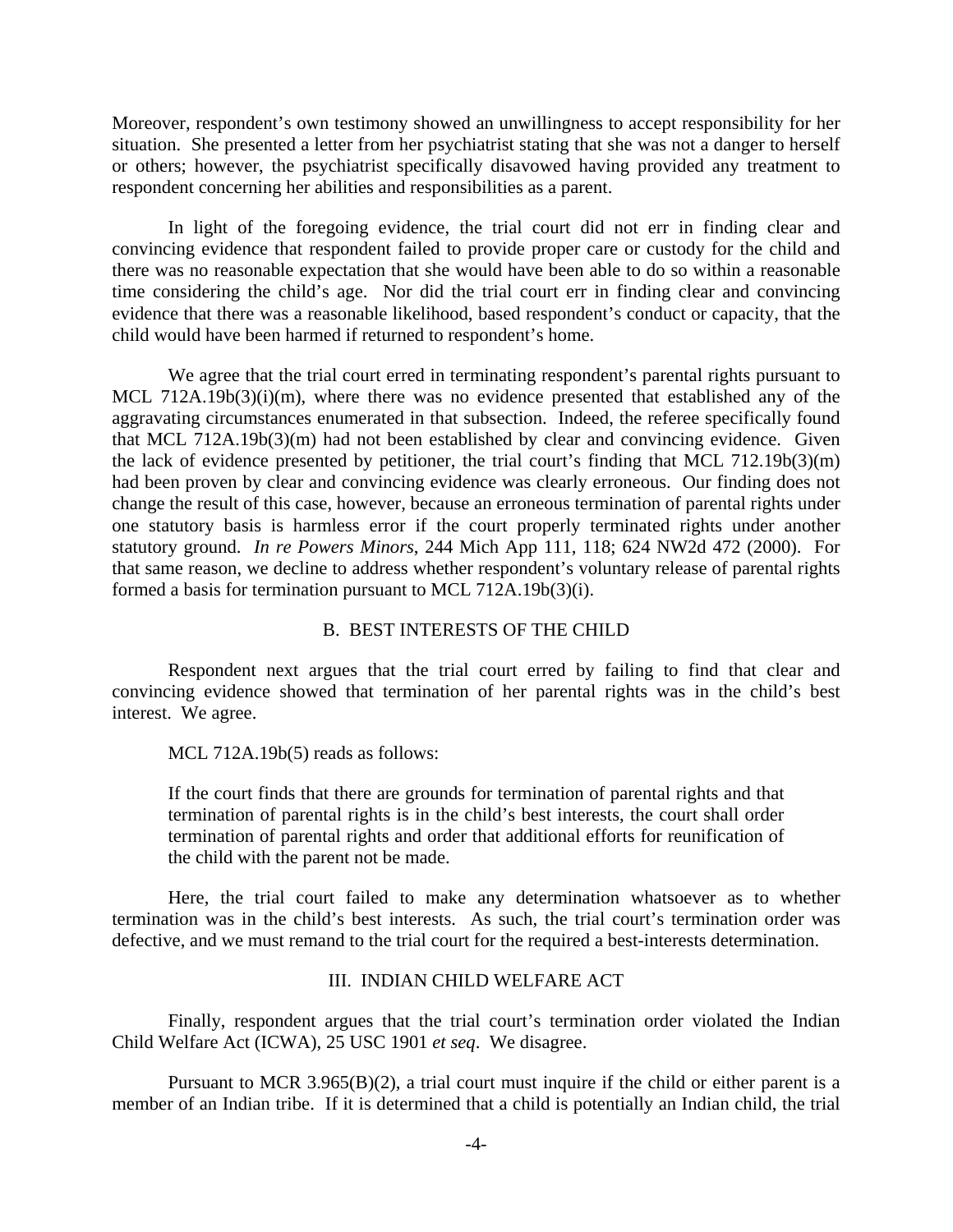Moreover, respondent's own testimony showed an unwillingness to accept responsibility for her situation. She presented a letter from her psychiatrist stating that she was not a danger to herself or others; however, the psychiatrist specifically disavowed having provided any treatment to respondent concerning her abilities and responsibilities as a parent.

In light of the foregoing evidence, the trial court did not err in finding clear and convincing evidence that respondent failed to provide proper care or custody for the child and there was no reasonable expectation that she would have been able to do so within a reasonable time considering the child's age. Nor did the trial court err in finding clear and convincing evidence that there was a reasonable likelihood, based respondent's conduct or capacity, that the child would have been harmed if returned to respondent's home.

We agree that the trial court erred in terminating respondent's parental rights pursuant to MCL 712A.19b(3)(i)(m), where there was no evidence presented that established any of the aggravating circumstances enumerated in that subsection. Indeed, the referee specifically found that MCL 712A.19b(3)(m) had not been established by clear and convincing evidence. Given the lack of evidence presented by petitioner, the trial court's finding that MCL 712.19b(3)(m) had been proven by clear and convincing evidence was clearly erroneous. Our finding does not change the result of this case, however, because an erroneous termination of parental rights under one statutory basis is harmless error if the court properly terminated rights under another statutory ground. *In re Powers Minors*, 244 Mich App 111, 118; 624 NW2d 472 (2000). For that same reason, we decline to address whether respondent's voluntary release of parental rights formed a basis for termination pursuant to MCL 712A.19b(3)(i).

### B. BEST INTERESTS OF THE CHILD

Respondent next argues that the trial court erred by failing to find that clear and convincing evidence showed that termination of her parental rights was in the child's best interest. We agree.

MCL 712A.19b(5) reads as follows:

> If the court finds that there are grounds for termination of parental rights and that termination of parental rights is in the child's best interests, the court shall order termination of parental rights and order that additional efforts for reunification of the child with the parent not be made.

Here, the trial court failed to make any determination whatsoever as to whether termination was in the child's best interests. As such, the trial court's termination order was defective, and we must remand to the trial court for the required a best-interests determination.

## III. INDIAN CHILD WELFARE ACT

Finally, respondent argues that the trial court's termination order violated the Indian Child Welfare Act (ICWA), 25 USC 1901 *et seq*. We disagree.

Pursuant to MCR 3.965(B)(2), a trial court must inquire if the child or either parent is a member of an Indian tribe. If it is determined that a child is potentially an Indian child, the trial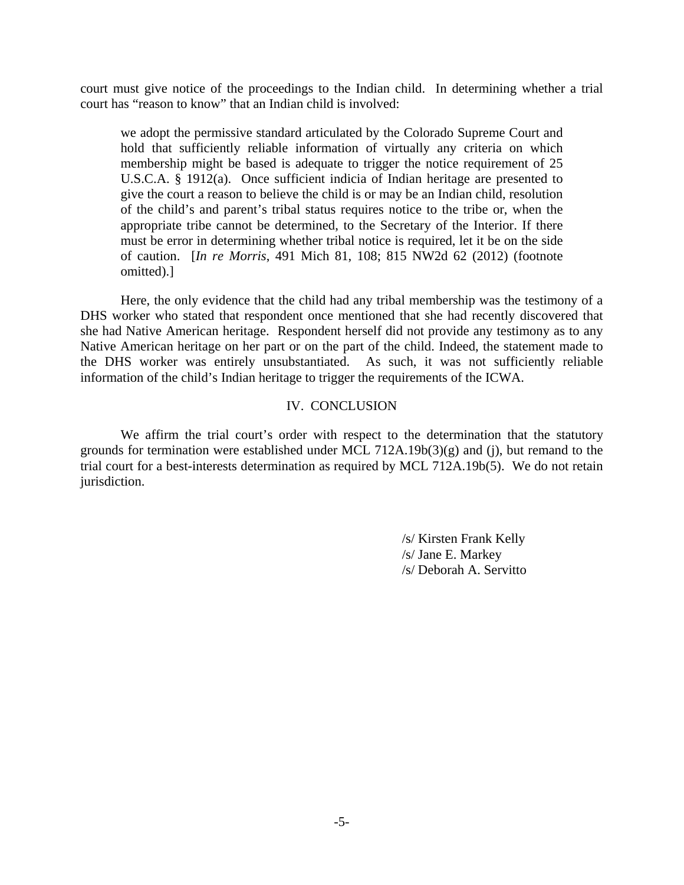court must give notice of the proceedings to the Indian child. In determining whether a trial court has "reason to know" that an Indian child is involved:

> we adopt the permissive standard articulated by the Colorado Supreme Court and hold that sufficiently reliable information of virtually any criteria on which membership might be based is adequate to trigger the notice requirement of 25 U.S.C.A. § 1912(a). Once sufficient indicia of Indian heritage are presented to give the court a reason to believe the child is or may be an Indian child, resolution of the child's and parent's tribal status requires notice to the tribe or, when the appropriate tribe cannot be determined, to the Secretary of the Interior. If there must be error in determining whether tribal notice is required, let it be on the side of caution. [*In re Morris*, 491 Mich 81, 108; 815 NW2d 62 (2012) (footnote omitted).]

Here, the only evidence that the child had any tribal membership was the testimony of a DHS worker who stated that respondent once mentioned that she had recently discovered that she had Native American heritage. Respondent herself did not provide any testimony as to any Native American heritage on her part or on the part of the child. Indeed, the statement made to the DHS worker was entirely unsubstantiated. As such, it was not sufficiently reliable information of the child's Indian heritage to trigger the requirements of the ICWA.

## IV. CONCLUSION

We affirm the trial court's order with respect to the determination that the statutory grounds for termination were established under MCL 712A.19b(3)(g) and (j), but remand to the trial court for a best-interests determination as required by MCL 712A.19b(5). We do not retain jurisdiction.

/s/ Kirsten Frank Kelly
/s/ Jane E. Markey
/s/ Deborah A. Servitto